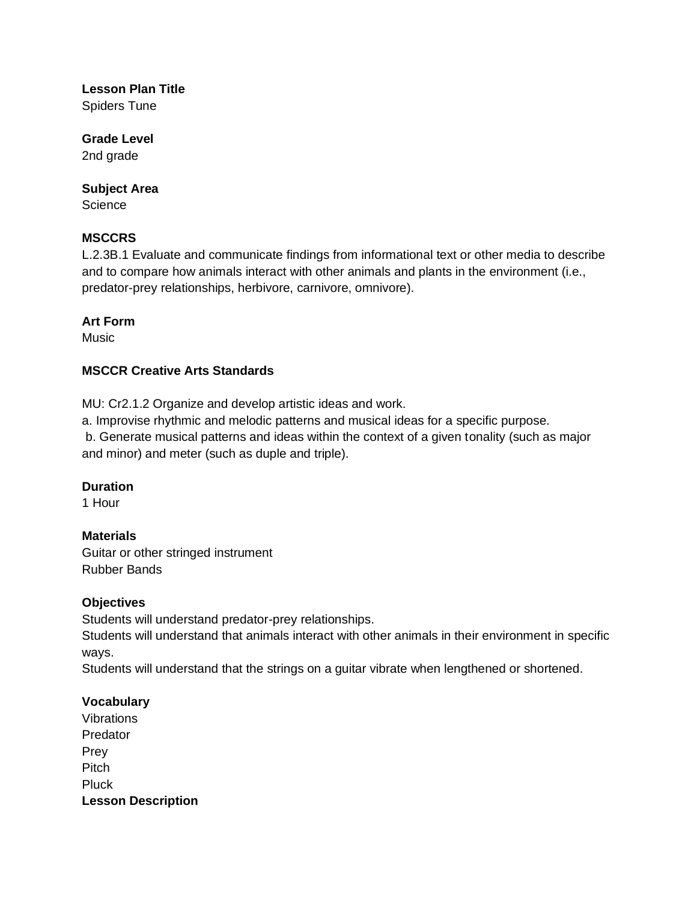**Lesson Plan Title**
Spiders Tune

**Grade Level**
2nd grade

**Subject Area**
Science

**MSCCRS**
L.2.3B.1 Evaluate and communicate findings from informational text or other media to describe and to compare how animals interact with other animals and plants in the environment (i.e., predator-prey relationships, herbivore, carnivore, omnivore).

**Art Form**
Music

**MSCCR Creative Arts Standards**

MU: Cr2.1.2 Organize and develop artistic ideas and work.
a. Improvise rhythmic and melodic patterns and musical ideas for a specific purpose.
b. Generate musical patterns and ideas within the context of a given tonality (such as major and minor) and meter (such as duple and triple).

**Duration**
1 Hour

**Materials**
Guitar or other stringed instrument
Rubber Bands

**Objectives**
Students will understand predator-prey relationships.
Students will understand that animals interact with other animals in their environment in specific ways.
Students will understand that the strings on a guitar vibrate when lengthened or shortened.

**Vocabulary**
Vibrations
Predator
Prey
Pitch
Pluck

**Lesson Description**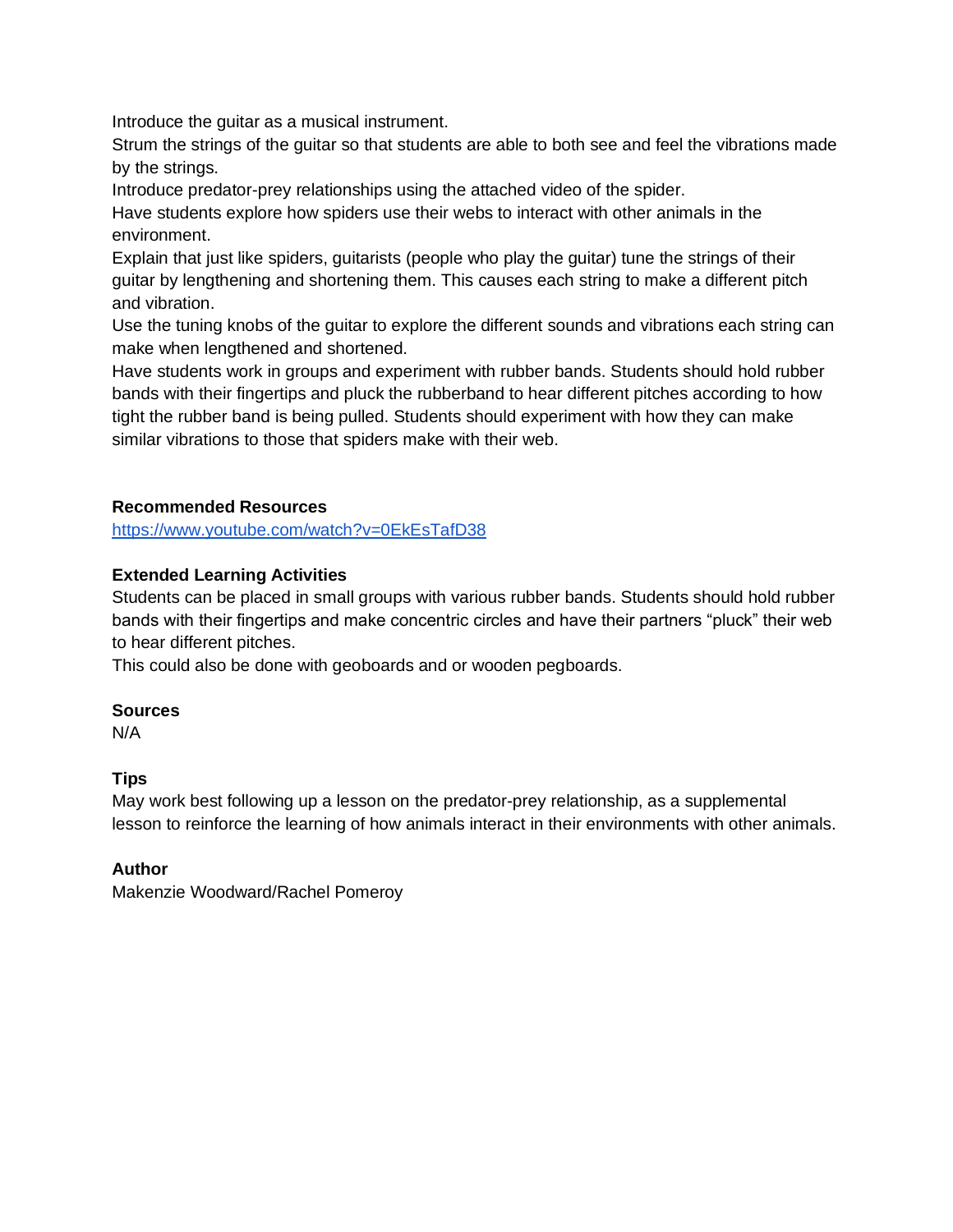Introduce the guitar as a musical instrument.

Strum the strings of the guitar so that students are able to both see and feel the vibrations made by the strings.

Introduce predator-prey relationships using the attached video of the spider.

Have students explore how spiders use their webs to interact with other animals in the environment.

Explain that just like spiders, guitarists (people who play the guitar) tune the strings of their guitar by lengthening and shortening them. This causes each string to make a different pitch and vibration.

Use the tuning knobs of the guitar to explore the different sounds and vibrations each string can make when lengthened and shortened.

Have students work in groups and experiment with rubber bands. Students should hold rubber bands with their fingertips and pluck the rubberband to hear different pitches according to how tight the rubber band is being pulled. Students should experiment with how they can make similar vibrations to those that spiders make with their web.

**Recommended Resources**

https://www.youtube.com/watch?v=0EkEsTafD38

**Extended Learning Activities**

Students can be placed in small groups with various rubber bands. Students should hold rubber bands with their fingertips and make concentric circles and have their partners "pluck" their web to hear different pitches.

This could also be done with geoboards and or wooden pegboards.

**Sources**

N/A

**Tips**

May work best following up a lesson on the predator-prey relationship, as a supplemental lesson to reinforce the learning of how animals interact in their environments with other animals.

**Author**

Makenzie Woodward/Rachel Pomeroy